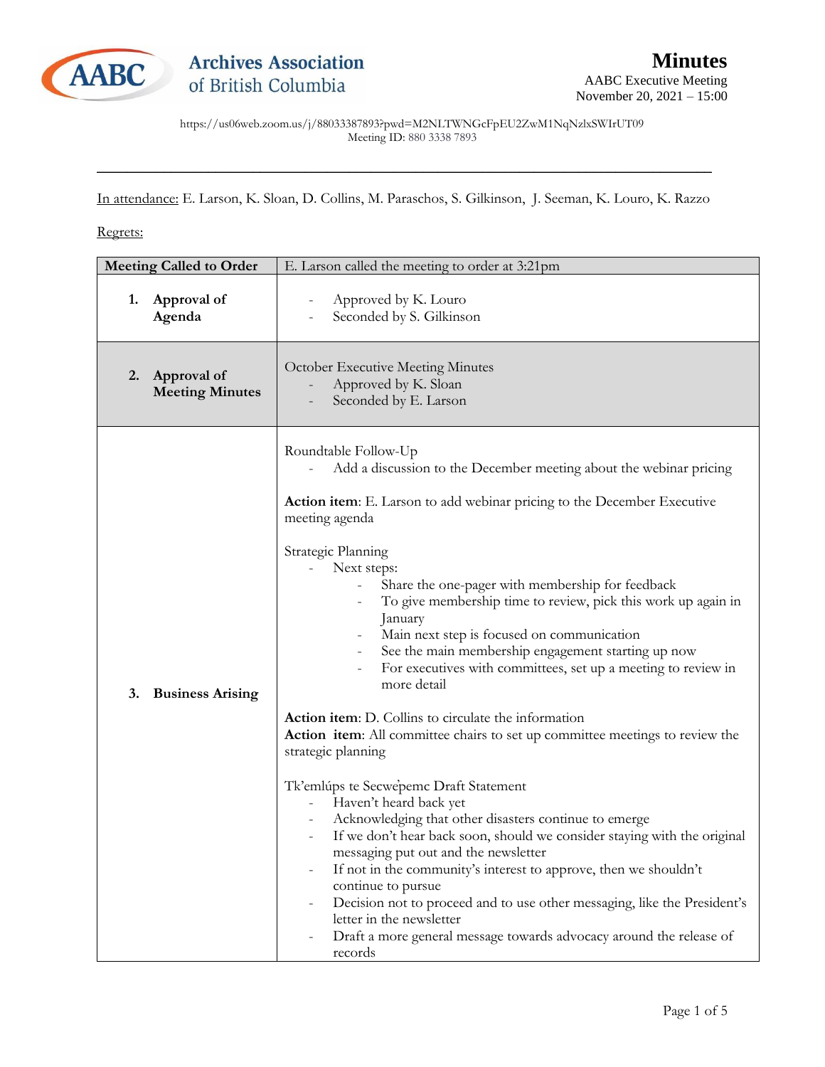**Archives Association of British Columbia**

# Minutes

AABC Executive Meeting
November 20, 2021 – 15:00

https://us06web.zoom.us/j/88033387893?pwd=M2NLTWNGcFpEU2ZwM1NqNzlxSWIrUT09
Meeting ID: 880 3338 7893

---

In attendance: E. Larson, K. Sloan, D. Collins, M. Paraschos, S. Gilkinson, J. Seeman, K. Louro, K. Razzo

Regrets:

| Meeting Called to Order | E. Larson called the meeting to order at 3:21pm |
|---|---|
| **1. Approval of Agenda** | - Approved by K. Louro<br>- Seconded by S. Gilkinson |
| **2. Approval of Meeting Minutes** | October Executive Meeting Minutes<br>- Approved by K. Sloan<br>- Seconded by E. Larson |
| **3. Business Arising** | Roundtable Follow-Up<br>- Add a discussion to the December meeting about the webinar pricing<br><br>**Action item**: E. Larson to add webinar pricing to the December Executive meeting agenda<br><br>Strategic Planning<br>- Next steps:<br>&nbsp;&nbsp;&nbsp;&nbsp;- Share the one-pager with membership for feedback<br>&nbsp;&nbsp;&nbsp;&nbsp;- To give membership time to review, pick this work up again in January<br>&nbsp;&nbsp;&nbsp;&nbsp;- Main next step is focused on communication<br>&nbsp;&nbsp;&nbsp;&nbsp;- See the main membership engagement starting up now<br>&nbsp;&nbsp;&nbsp;&nbsp;- For executives with committees, set up a meeting to review in more detail<br><br>**Action item**: D. Collins to circulate the information<br>**Action item**: All committee chairs to set up committee meetings to review the strategic planning<br><br>Tk'emlúps te Secwe̓pemc Draft Statement<br>- Haven't heard back yet<br>- Acknowledging that other disasters continue to emerge<br>- If we don't hear back soon, should we consider staying with the original messaging put out and the newsletter<br>- If not in the community's interest to approve, then we shouldn't continue to pursue<br>- Decision not to proceed and to use other messaging, like the President's letter in the newsletter<br>- Draft a more general message towards advocacy around the release of records |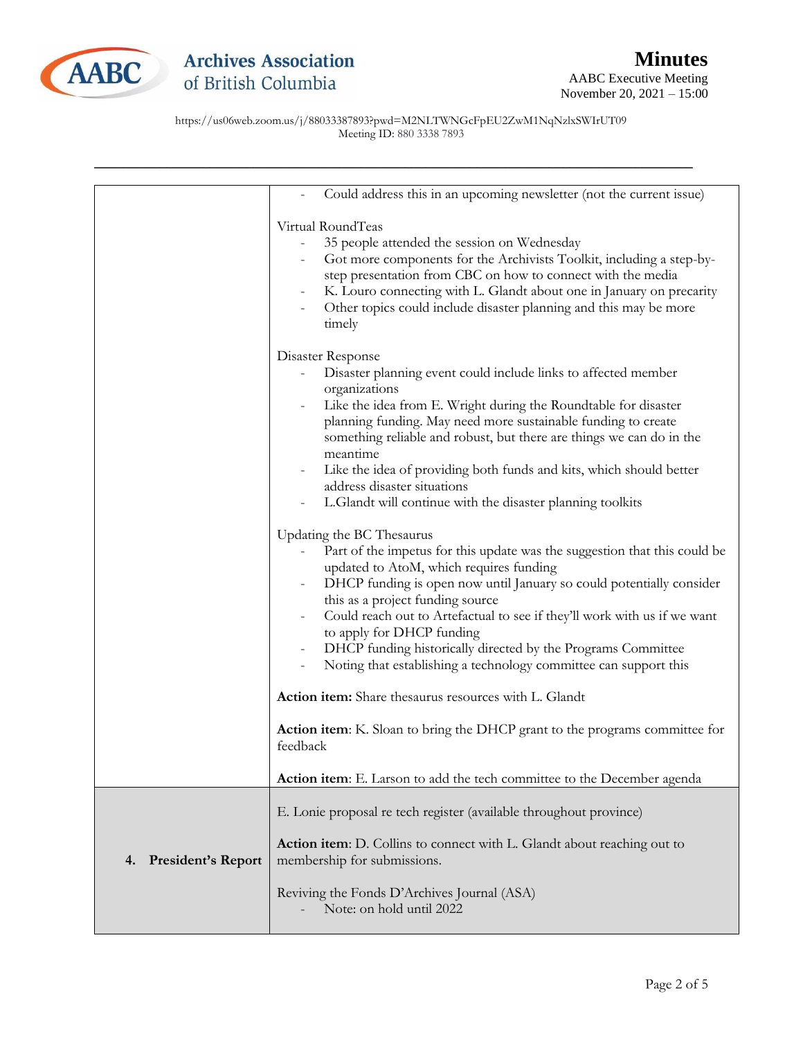# Minutes

AABC Executive Meeting
November 20, 2021 – 15:00

https://us06web.zoom.us/j/88033387893?pwd=M2NLTWNGcFpEU2ZwM1NqNzlxSWIrUT09
Meeting ID: 880 3338 7893

---

| | |
|---|---|
| | - Could address this in an upcoming newsletter (not the current issue)<br><br>Virtual RoundTeas<br>- 35 people attended the session on Wednesday<br>- Got more components for the Archivists Toolkit, including a step-by-step presentation from CBC on how to connect with the media<br>- K. Louro connecting with L. Glandt about one in January on precarity<br>- Other topics could include disaster planning and this may be more timely<br><br>Disaster Response<br>- Disaster planning event could include links to affected member organizations<br>- Like the idea from E. Wright during the Roundtable for disaster planning funding. May need more sustainable funding to create something reliable and robust, but there are things we can do in the meantime<br>- Like the idea of providing both funds and kits, which should better address disaster situations<br>- L.Glandt will continue with the disaster planning toolkits<br><br>Updating the BC Thesaurus<br>- Part of the impetus for this update was the suggestion that this could be updated to AtoM, which requires funding<br>- DHCP funding is open now until January so could potentially consider this as a project funding source<br>- Could reach out to Artefactual to see if they'll work with us if we want to apply for DHCP funding<br>- DHCP funding historically directed by the Programs Committee<br>- Noting that establishing a technology committee can support this<br><br>**Action item:** Share thesaurus resources with L. Glandt<br><br>**Action item**: K. Sloan to bring the DHCP grant to the programs committee for feedback<br><br>**Action item**: E. Larson to add the tech committee to the December agenda |
| **4. President's Report** | E. Lonie proposal re tech register (available throughout province)<br><br>**Action item**: D. Collins to connect with L. Glandt about reaching out to membership for submissions.<br><br>Reviving the Fonds D'Archives Journal (ASA)<br>- Note: on hold until 2022 |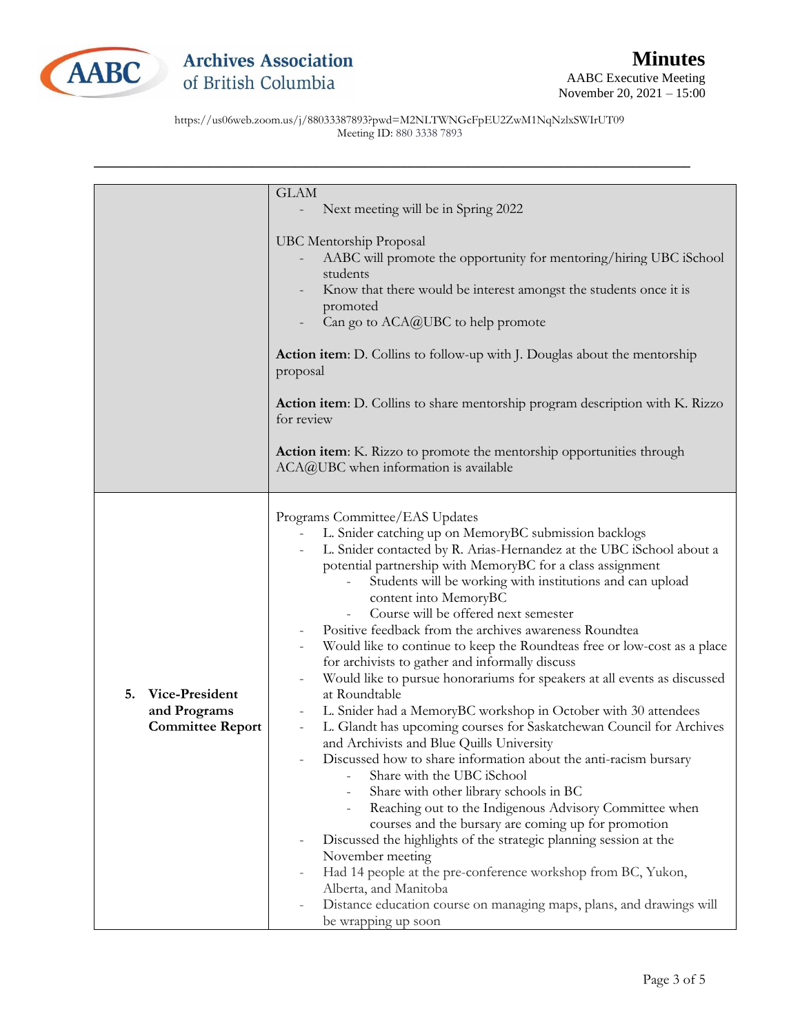# Minutes

AABC Executive Meeting
November 20, 2021 – 15:00

https://us06web.zoom.us/j/88033387893?pwd=M2NLTWNGcFpEU2ZwM1NqNzlxSWIrUT09
Meeting ID: 880 3338 7893

| | |
|---|---|
| | GLAM<br>- Next meeting will be in Spring 2022<br><br>UBC Mentorship Proposal<br>- AABC will promote the opportunity for mentoring/hiring UBC iSchool students<br>- Know that there would be interest amongst the students once it is promoted<br>- Can go to ACA@UBC to help promote<br><br>**Action item**: D. Collins to follow-up with J. Douglas about the mentorship proposal<br><br>**Action item**: D. Collins to share mentorship program description with K. Rizzo for review<br><br>**Action item**: K. Rizzo to promote the mentorship opportunities through ACA@UBC when information is available |
| **5. Vice-President and Programs Committee Report** | Programs Committee/EAS Updates<br>- L. Snider catching up on MemoryBC submission backlogs<br>- L. Snider contacted by R. Arias-Hernandez at the UBC iSchool about a potential partnership with MemoryBC for a class assignment<br>&nbsp;&nbsp;&nbsp;&nbsp;- Students will be working with institutions and can upload content into MemoryBC<br>&nbsp;&nbsp;&nbsp;&nbsp;- Course will be offered next semester<br>- Positive feedback from the archives awareness Roundtea<br>- Would like to continue to keep the Roundteas free or low-cost as a place for archivists to gather and informally discuss<br>- Would like to pursue honorariums for speakers at all events as discussed at Roundtable<br>- L. Snider had a MemoryBC workshop in October with 30 attendees<br>- L. Glandt has upcoming courses for Saskatchewan Council for Archives and Archivists and Blue Quills University<br>- Discussed how to share information about the anti-racism bursary<br>&nbsp;&nbsp;&nbsp;&nbsp;- Share with the UBC iSchool<br>&nbsp;&nbsp;&nbsp;&nbsp;- Share with other library schools in BC<br>&nbsp;&nbsp;&nbsp;&nbsp;- Reaching out to the Indigenous Advisory Committee when courses and the bursary are coming up for promotion<br>- Discussed the highlights of the strategic planning session at the November meeting<br>- Had 14 people at the pre-conference workshop from BC, Yukon, Alberta, and Manitoba<br>- Distance education course on managing maps, plans, and drawings will be wrapping up soon |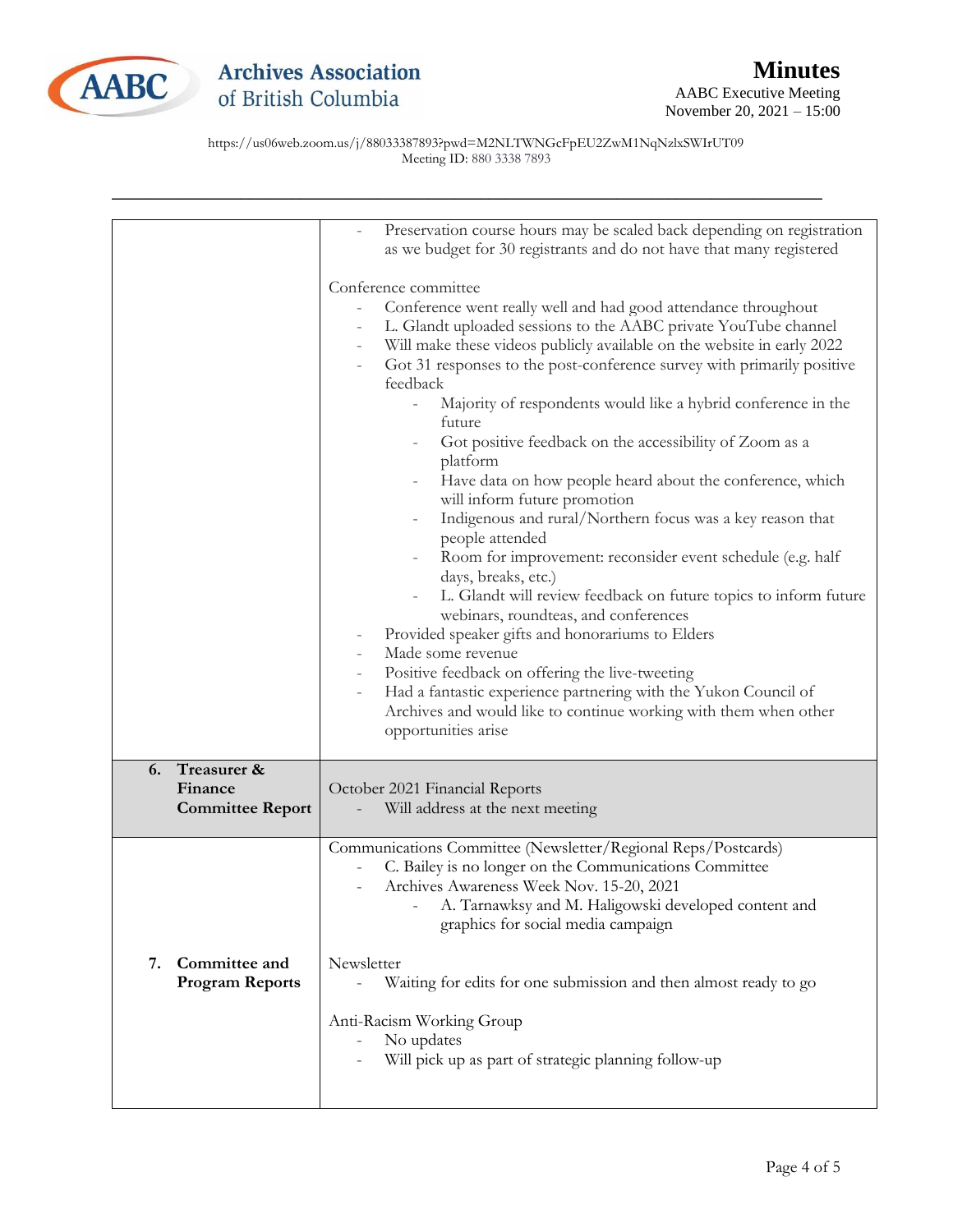| | |
|---|---|
| | - Preservation course hours may be scaled back depending on registration as we budget for 30 registrants and do not have that many registered<br><br>Conference committee<br>- Conference went really well and had good attendance throughout<br>- L. Glandt uploaded sessions to the AABC private YouTube channel<br>- Will make these videos publicly available on the website in early 2022<br>- Got 31 responses to the post-conference survey with primarily positive feedback<br>&nbsp;&nbsp;&nbsp;&nbsp;- Majority of respondents would like a hybrid conference in the future<br>&nbsp;&nbsp;&nbsp;&nbsp;- Got positive feedback on the accessibility of Zoom as a platform<br>&nbsp;&nbsp;&nbsp;&nbsp;- Have data on how people heard about the conference, which will inform future promotion<br>&nbsp;&nbsp;&nbsp;&nbsp;- Indigenous and rural/Northern focus was a key reason that people attended<br>&nbsp;&nbsp;&nbsp;&nbsp;- Room for improvement: reconsider event schedule (e.g. half days, breaks, etc.)<br>&nbsp;&nbsp;&nbsp;&nbsp;- L. Glandt will review feedback on future topics to inform future webinars, roundteas, and conferences<br>- Provided speaker gifts and honorariums to Elders<br>- Made some revenue<br>- Positive feedback on offering the live-tweeting<br>- Had a fantastic experience partnering with the Yukon Council of Archives and would like to continue working with them when other opportunities arise |
| **6. Treasurer & Finance Committee Report** | October 2021 Financial Reports<br>- Will address at the next meeting |
| **7. Committee and Program Reports** | Communications Committee (Newsletter/Regional Reps/Postcards)<br>- C. Bailey is no longer on the Communications Committee<br>- Archives Awareness Week Nov. 15-20, 2021<br>&nbsp;&nbsp;&nbsp;&nbsp;- A. Tarnawksy and M. Haligowski developed content and graphics for social media campaign<br><br>Newsletter<br>- Waiting for edits for one submission and then almost ready to go<br><br>Anti-Racism Working Group<br>- No updates<br>- Will pick up as part of strategic planning follow-up |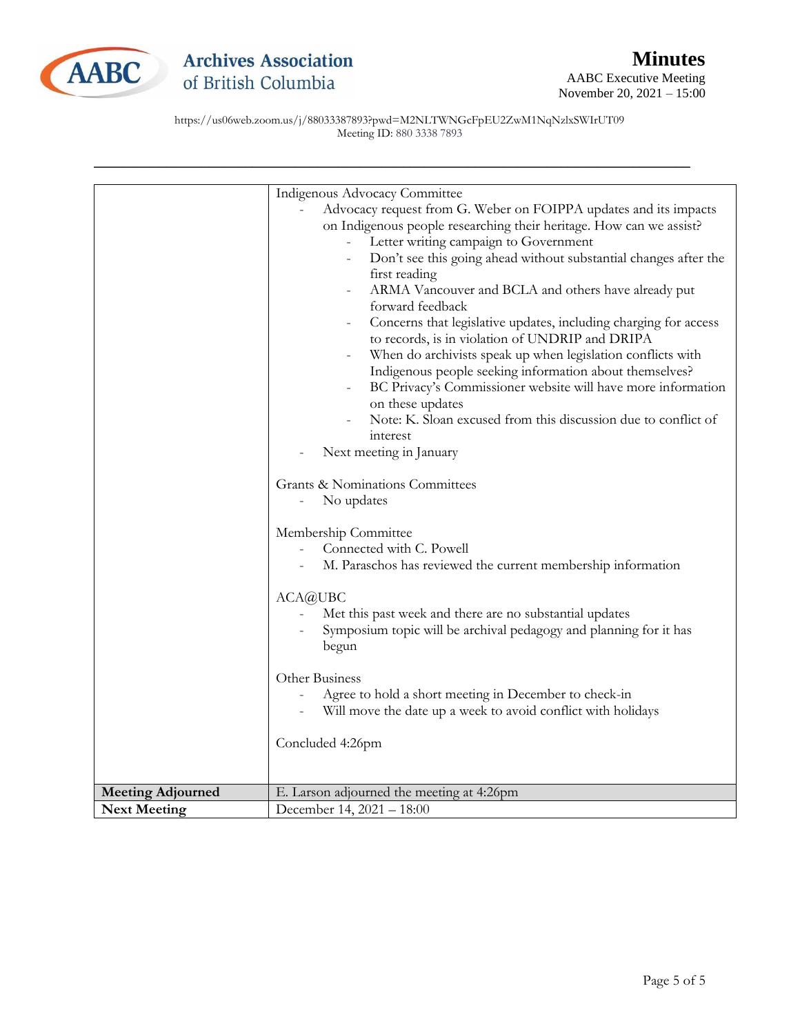# Minutes

AABC Executive Meeting
November 20, 2021 – 15:00

https://us06web.zoom.us/j/88033387893?pwd=M2NLTWNGcFpEU2ZwM1NqNzlxSWIrUT09
Meeting ID: 880 3338 7893

| | |
|---|---|
| | Indigenous Advocacy Committee<br>- Advocacy request from G. Weber on FOIPPA updates and its impacts on Indigenous people researching their heritage. How can we assist?<br>&nbsp;&nbsp;&nbsp;&nbsp;- Letter writing campaign to Government<br>&nbsp;&nbsp;&nbsp;&nbsp;- Don't see this going ahead without substantial changes after the first reading<br>&nbsp;&nbsp;&nbsp;&nbsp;- ARMA Vancouver and BCLA and others have already put forward feedback<br>&nbsp;&nbsp;&nbsp;&nbsp;- Concerns that legislative updates, including charging for access to records, is in violation of UNDRIP and DRIPA<br>&nbsp;&nbsp;&nbsp;&nbsp;- When do archivists speak up when legislation conflicts with Indigenous people seeking information about themselves?<br>&nbsp;&nbsp;&nbsp;&nbsp;- BC Privacy's Commissioner website will have more information on these updates<br>&nbsp;&nbsp;&nbsp;&nbsp;- Note: K. Sloan excused from this discussion due to conflict of interest<br>- Next meeting in January<br><br>Grants & Nominations Committees<br>- No updates<br><br>Membership Committee<br>- Connected with C. Powell<br>- M. Paraschos has reviewed the current membership information<br><br>ACA@UBC<br>- Met this past week and there are no substantial updates<br>- Symposium topic will be archival pedagogy and planning for it has begun<br><br>Other Business<br>- Agree to hold a short meeting in December to check-in<br>- Will move the date up a week to avoid conflict with holidays<br><br>Concluded 4:26pm |
| **Meeting Adjourned** | E. Larson adjourned the meeting at 4:26pm |
| **Next Meeting** | December 14, 2021 – 18:00 |